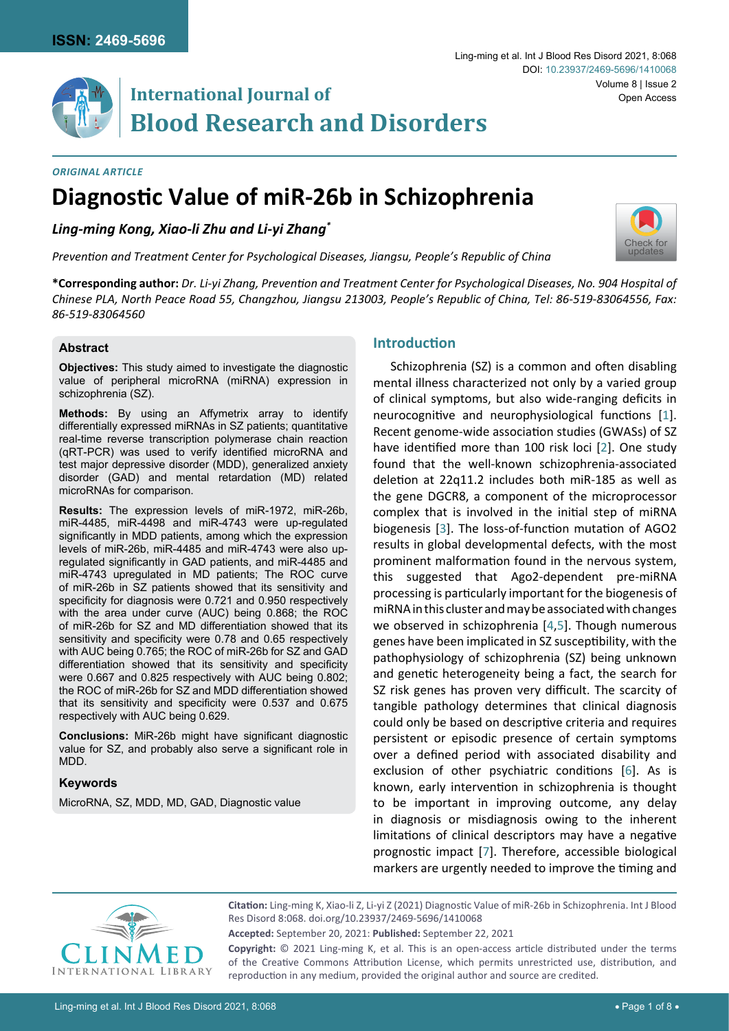ISSN: 2469-5696

# International Journal of Blood Research and Disorders

*ORIGINAL ARTICLE*

# Diagnostic Value of miR-26b in Schizophrenia

***Ling-ming Kong, Xiao-li Zhu and Li-yi Zhang[*]***

*Prevention and Treatment Center for Psychological Diseases, Jiangsu, People's Republic of China*

**\*Corresponding author:** *Dr. Li-yi Zhang, Prevention and Treatment Center for Psychological Diseases, No. 904 Hospital of Chinese PLA, North Peace Road 55, Changzhou, Jiangsu 213003, People's Republic of China, Tel: 86-519-83064556, Fax: 86-519-83064560*

## Abstract

**Objectives:** This study aimed to investigate the diagnostic value of peripheral microRNA (miRNA) expression in schizophrenia (SZ).

**Methods:** By using an Affymetrix array to identify differentially expressed miRNAs in SZ patients; quantitative real-time reverse transcription polymerase chain reaction (qRT-PCR) was used to verify identified microRNA and test major depressive disorder (MDD), generalized anxiety disorder (GAD) and mental retardation (MD) related microRNAs for comparison.

**Results:** The expression levels of miR-1972, miR-26b, miR-4485, miR-4498 and miR-4743 were up-regulated significantly in MDD patients, among which the expression levels of miR-26b, miR-4485 and miR-4743 were also up-regulated significantly in GAD patients, and miR-4485 and miR-4743 upregulated in MD patients; The ROC curve of miR-26b in SZ patients showed that its sensitivity and specificity for diagnosis were 0.721 and 0.950 respectively with the area under curve (AUC) being 0.868; the ROC of miR-26b for SZ and MD differentiation showed that its sensitivity and specificity were 0.78 and 0.65 respectively with AUC being 0.765; the ROC of miR-26b for SZ and GAD differentiation showed that its sensitivity and specificity were 0.667 and 0.825 respectively with AUC being 0.802; the ROC of miR-26b for SZ and MDD differentiation showed that its sensitivity and specificity were 0.537 and 0.675 respectively with AUC being 0.629.

**Conclusions:** MiR-26b might have significant diagnostic value for SZ, and probably also serve a significant role in MDD.

### Keywords

MicroRNA, SZ, MDD, MD, GAD, Diagnostic value

## Introduction

Schizophrenia (SZ) is a common and often disabling mental illness characterized not only by a varied group of clinical symptoms, but also wide-ranging deficits in neurocognitive and neurophysiological functions [1]. Recent genome-wide association studies (GWASs) of SZ have identified more than 100 risk loci [2]. One study found that the well-known schizophrenia-associated deletion at 22q11.2 includes both miR-185 as well as the gene DGCR8, a component of the microprocessor complex that is involved in the initial step of miRNA biogenesis [3]. The loss-of-function mutation of AGO2 results in global developmental defects, with the most prominent malformation found in the nervous system, this suggested that Ago2-dependent pre-miRNA processing is particularly important for the biogenesis of miRNA in this cluster and may be associated with changes we observed in schizophrenia [4,5]. Though numerous genes have been implicated in SZ susceptibility, with the pathophysiology of schizophrenia (SZ) being unknown and genetic heterogeneity being a fact, the search for SZ risk genes has proven very difficult. The scarcity of tangible pathology determines that clinical diagnosis could only be based on descriptive criteria and requires persistent or episodic presence of certain symptoms over a defined period with associated disability and exclusion of other psychiatric conditions [6]. As is known, early intervention in schizophrenia is thought to be important in improving outcome, any delay in diagnosis or misdiagnosis owing to the inherent limitations of clinical descriptors may have a negative prognostic impact [7]. Therefore, accessible biological markers are urgently needed to improve the timing and

**Citation:** Ling-ming K, Xiao-li Z, Li-yi Z (2021) Diagnostic Value of miR-26b in Schizophrenia. Int J Blood Res Disord 8:068. doi.org/10.23937/2469-5696/1410068

**Accepted:** September 20, 2021: **Published:** September 22, 2021

**Copyright:** © 2021 Ling-ming K, et al. This is an open-access article distributed under the terms of the Creative Commons Attribution License, which permits unrestricted use, distribution, and reproduction in any medium, provided the original author and source are credited.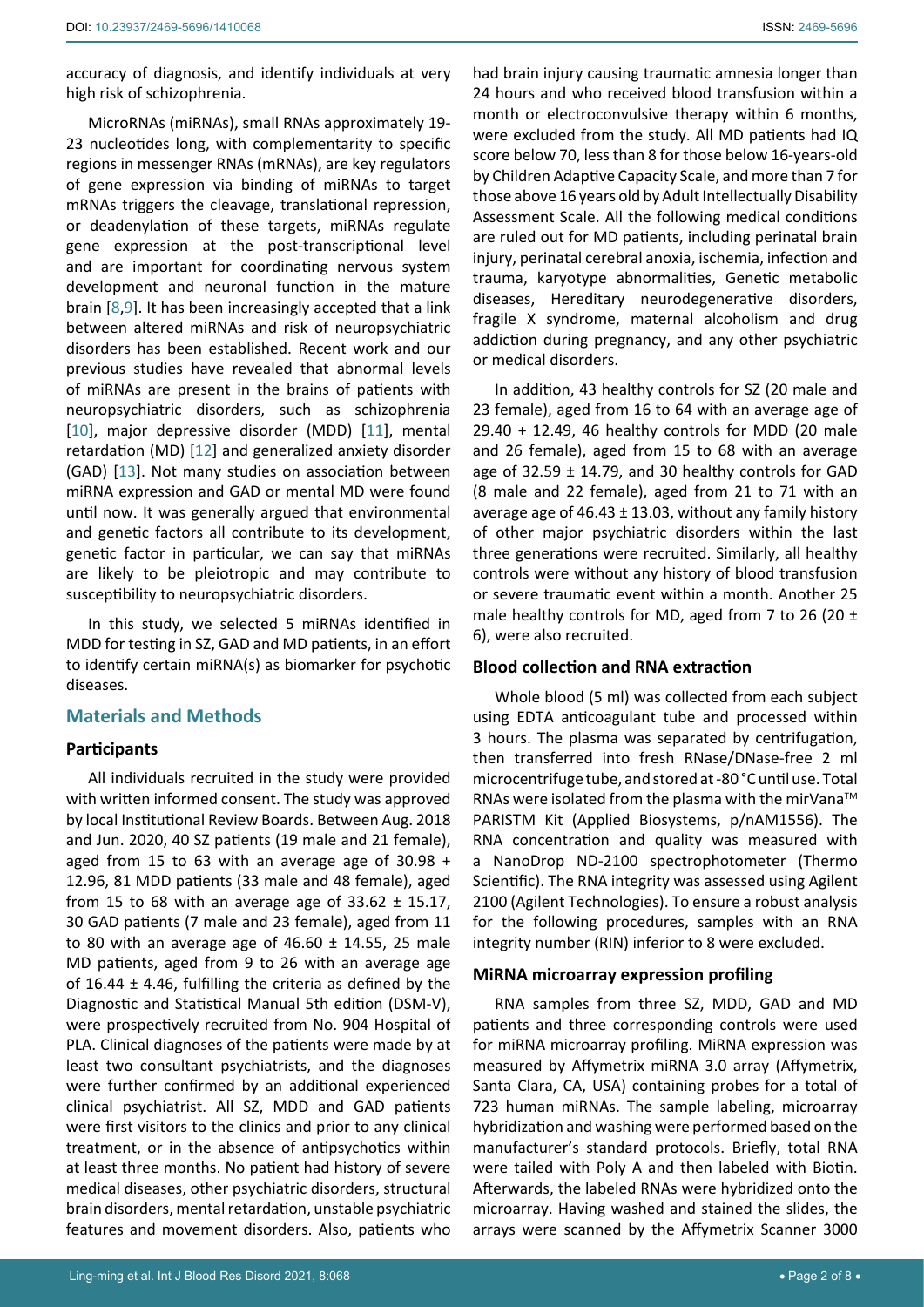accuracy of diagnosis, and identify individuals at very high risk of schizophrenia.

MicroRNAs (miRNAs), small RNAs approximately 19-23 nucleotides long, with complementarity to specific regions in messenger RNAs (mRNAs), are key regulators of gene expression via binding of miRNAs to target mRNAs triggers the cleavage, translational repression, or deadenylation of these targets, miRNAs regulate gene expression at the post-transcriptional level and are important for coordinating nervous system development and neuronal function in the mature brain [8,9]. It has been increasingly accepted that a link between altered miRNAs and risk of neuropsychiatric disorders has been established. Recent work and our previous studies have revealed that abnormal levels of miRNAs are present in the brains of patients with neuropsychiatric disorders, such as schizophrenia [10], major depressive disorder (MDD) [11], mental retardation (MD) [12] and generalized anxiety disorder (GAD) [13]. Not many studies on association between miRNA expression and GAD or mental MD were found until now. It was generally argued that environmental and genetic factors all contribute to its development, genetic factor in particular, we can say that miRNAs are likely to be pleiotropic and may contribute to susceptibility to neuropsychiatric disorders.

In this study, we selected 5 miRNAs identified in MDD for testing in SZ, GAD and MD patients, in an effort to identify certain miRNA(s) as biomarker for psychotic diseases.

## Materials and Methods

### Participants

All individuals recruited in the study were provided with written informed consent. The study was approved by local Institutional Review Boards. Between Aug. 2018 and Jun. 2020, 40 SZ patients (19 male and 21 female), aged from 15 to 63 with an average age of 30.98 + 12.96, 81 MDD patients (33 male and 48 female), aged from 15 to 68 with an average age of 33.62 ± 15.17, 30 GAD patients (7 male and 23 female), aged from 11 to 80 with an average age of 46.60 ± 14.55, 25 male MD patients, aged from 9 to 26 with an average age of 16.44 ± 4.46, fulfilling the criteria as defined by the Diagnostic and Statistical Manual 5th edition (DSM-V), were prospectively recruited from No. 904 Hospital of PLA. Clinical diagnoses of the patients were made by at least two consultant psychiatrists, and the diagnoses were further confirmed by an additional experienced clinical psychiatrist. All SZ, MDD and GAD patients were first visitors to the clinics and prior to any clinical treatment, or in the absence of antipsychotics within at least three months. No patient had history of severe medical diseases, other psychiatric disorders, structural brain disorders, mental retardation, unstable psychiatric features and movement disorders. Also, patients who had brain injury causing traumatic amnesia longer than 24 hours and who received blood transfusion within a month or electroconvulsive therapy within 6 months, were excluded from the study. All MD patients had IQ score below 70, less than 8 for those below 16-years-old by Children Adaptive Capacity Scale, and more than 7 for those above 16 years old by Adult Intellectually Disability Assessment Scale. All the following medical conditions are ruled out for MD patients, including perinatal brain injury, perinatal cerebral anoxia, ischemia, infection and trauma, karyotype abnormalities, Genetic metabolic diseases, Hereditary neurodegenerative disorders, fragile X syndrome, maternal alcoholism and drug addiction during pregnancy, and any other psychiatric or medical disorders.

In addition, 43 healthy controls for SZ (20 male and 23 female), aged from 16 to 64 with an average age of 29.40 + 12.49, 46 healthy controls for MDD (20 male and 26 female), aged from 15 to 68 with an average age of 32.59 ± 14.79, and 30 healthy controls for GAD (8 male and 22 female), aged from 21 to 71 with an average age of 46.43 ± 13.03, without any family history of other major psychiatric disorders within the last three generations were recruited. Similarly, all healthy controls were without any history of blood transfusion or severe traumatic event within a month. Another 25 male healthy controls for MD, aged from 7 to 26 (20 ± 6), were also recruited.

### Blood collection and RNA extraction

Whole blood (5 ml) was collected from each subject using EDTA anticoagulant tube and processed within 3 hours. The plasma was separated by centrifugation, then transferred into fresh RNase/DNase-free 2 ml microcentrifuge tube, and stored at -80 °C until use. Total RNAs were isolated from the plasma with the mirVana™ PARISTM Kit (Applied Biosystems, p/nAM1556). The RNA concentration and quality was measured with a NanoDrop ND-2100 spectrophotometer (Thermo Scientific). The RNA integrity was assessed using Agilent 2100 (Agilent Technologies). To ensure a robust analysis for the following procedures, samples with an RNA integrity number (RIN) inferior to 8 were excluded.

### MiRNA microarray expression profiling

RNA samples from three SZ, MDD, GAD and MD patients and three corresponding controls were used for miRNA microarray profiling. MiRNA expression was measured by Affymetrix miRNA 3.0 array (Affymetrix, Santa Clara, CA, USA) containing probes for a total of 723 human miRNAs. The sample labeling, microarray hybridization and washing were performed based on the manufacturer's standard protocols. Briefly, total RNA were tailed with Poly A and then labeled with Biotin. Afterwards, the labeled RNAs were hybridized onto the microarray. Having washed and stained the slides, the arrays were scanned by the Affymetrix Scanner 3000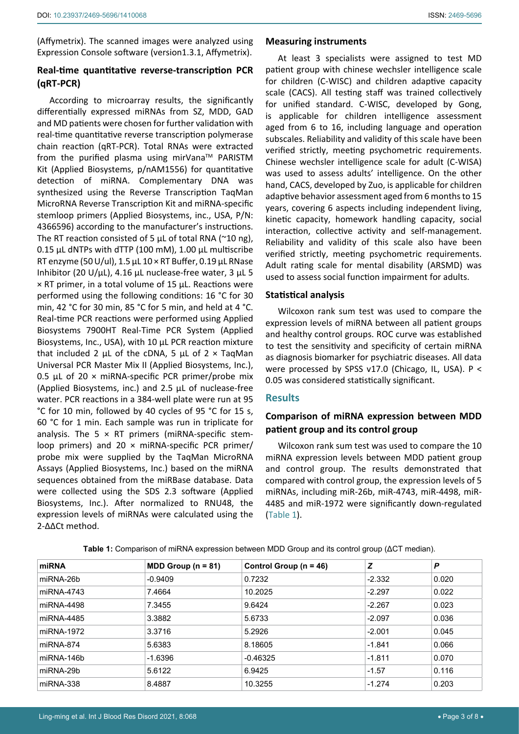(Affymetrix). The scanned images were analyzed using Expression Console software (version1.3.1, Affymetrix).

### Real-time quantitative reverse-transcription PCR (qRT-PCR)

According to microarray results, the significantly differentially expressed miRNAs from SZ, MDD, GAD and MD patients were chosen for further validation with real-time quantitative reverse transcription polymerase chain reaction (qRT-PCR). Total RNAs were extracted from the purified plasma using mirVana™ PARISTM Kit (Applied Biosystems, p/nAM1556) for quantitative detection of miRNA. Complementary DNA was synthesized using the Reverse Transcription TaqMan MicroRNA Reverse Transcription Kit and miRNA-specific stemloop primers (Applied Biosystems, inc., USA, P/N: 4366596) according to the manufacturer's instructions. The RT reaction consisted of 5 µL of total RNA (~10 ng), 0.15 µL dNTPs with dTTP (100 mM), 1.00 µL multiscribe RT enzyme (50 U/ul), 1.5 µL 10 × RT Buffer, 0.19 µL RNase Inhibitor (20 U/µL), 4.16 µL nuclease-free water, 3 µL 5 × RT primer, in a total volume of 15 µL. Reactions were performed using the following conditions: 16 °C for 30 min, 42 °C for 30 min, 85 °C for 5 min, and held at 4 °C. Real-time PCR reactions were performed using Applied Biosystems 7900HT Real-Time PCR System (Applied Biosystems, Inc., USA), with 10 µL PCR reaction mixture that included 2 µL of the cDNA, 5 µL of 2 × TaqMan Universal PCR Master Mix II (Applied Biosystems, Inc.), 0.5 µL of 20 × miRNA-specific PCR primer/probe mix (Applied Biosystems, inc.) and 2.5 µL of nuclease-free water. PCR reactions in a 384-well plate were run at 95 °C for 10 min, followed by 40 cycles of 95 °C for 15 s, 60 °C for 1 min. Each sample was run in triplicate for analysis. The 5 × RT primers (miRNA-specific stem-loop primers) and 20 × miRNA-specific PCR primer/probe mix were supplied by the TaqMan MicroRNA Assays (Applied Biosystems, Inc.) based on the miRNA sequences obtained from the miRBase database. Data were collected using the SDS 2.3 software (Applied Biosystems, Inc.). After normalized to RNU48, the expression levels of miRNAs were calculated using the $2^{-\Delta\Delta Ct}$ method.

### Measuring instruments

At least 3 specialists were assigned to test MD patient group with chinese wechsler intelligence scale for children (C-WISC) and children adaptive capacity scale (CACS). All testing staff was trained collectively for unified standard. C-WISC, developed by Gong, is applicable for children intelligence assessment aged from 6 to 16, including language and operation subscales. Reliability and validity of this scale have been verified strictly, meeting psychometric requirements. Chinese wechsler intelligence scale for adult (C-WISA) was used to assess adults' intelligence. On the other hand, CACS, developed by Zuo, is applicable for children adaptive behavior assessment aged from 6 months to 15 years, covering 6 aspects including independent living, kinetic capacity, homework handling capacity, social interaction, collective activity and self-management. Reliability and validity of this scale also have been verified strictly, meeting psychometric requirements. Adult rating scale for mental disability (ARSMD) was used to assess social function impairment for adults.

### Statistical analysis

Wilcoxon rank sum test was used to compare the expression levels of miRNA between all patient groups and healthy control groups. ROC curve was established to test the sensitivity and specificity of certain miRNA as diagnosis biomarker for psychiatric diseases. All data were processed by SPSS v17.0 (Chicago, IL, USA). $P < 0.05$ was considered statistically significant.

## Results

### Comparison of miRNA expression between MDD patient group and its control group

Wilcoxon rank sum test was used to compare the 10 miRNA expression levels between MDD patient group and control group. The results demonstrated that compared with control group, the expression levels of 5 miRNAs, including miR-26b, miR-4743, miR-4498, miR-4485 and miR-1972 were significantly down-regulated (Table 1).

**Table 1:** Comparison of miRNA expression between MDD Group and its control group (ΔCT median).

| miRNA | MDD Group (n = 81) | Control Group (n = 46) | *Z* | *P* |
|---|---|---|---|---|
| miRNA-26b | -0.9409 | 0.7232 | -2.332 | 0.020 |
| miRNA-4743 | 7.4664 | 10.2025 | -2.297 | 0.022 |
| miRNA-4498 | 7.3455 | 9.6424 | -2.267 | 0.023 |
| miRNA-4485 | 3.3882 | 5.6733 | -2.097 | 0.036 |
| miRNA-1972 | 3.3716 | 5.2926 | -2.001 | 0.045 |
| miRNA-874 | 5.6383 | 8.18605 | -1.841 | 0.066 |
| miRNA-146b | -1.6396 | -0.46325 | -1.811 | 0.070 |
| miRNA-29b | 5.6122 | 6.9425 | -1.57 | 0.116 |
| miRNA-338 | 8.4887 | 10.3255 | -1.274 | 0.203 |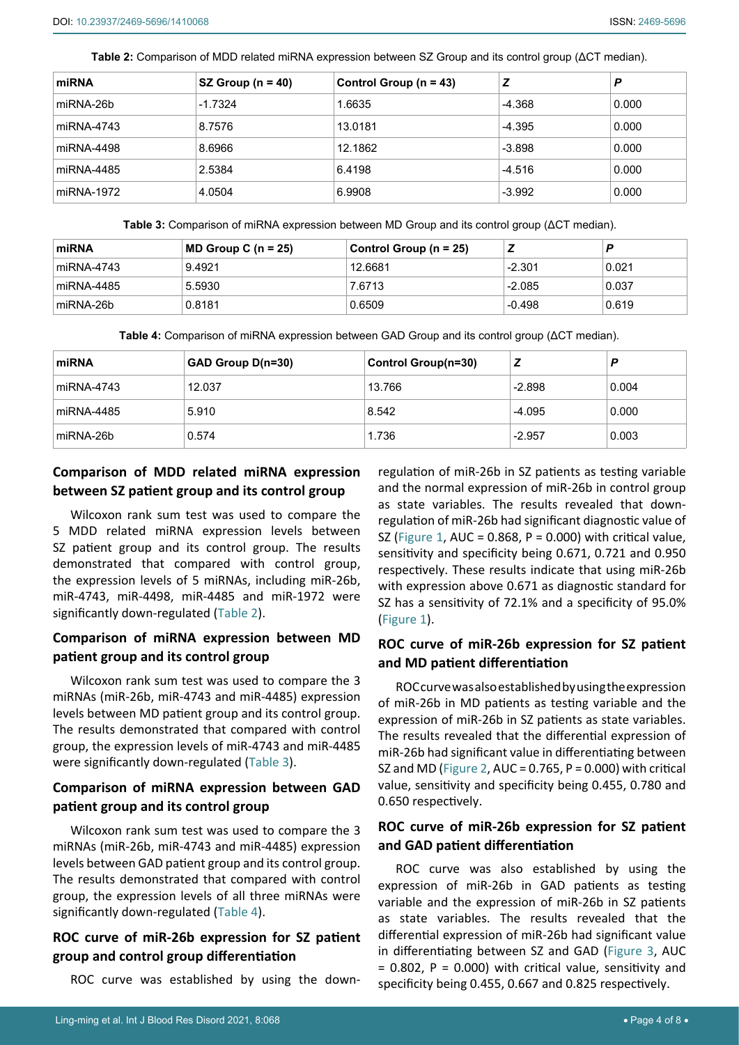**Table 2:** Comparison of MDD related miRNA expression between SZ Group and its control group (ΔCT median).

| miRNA | SZ Group (n = 40) | Control Group (n = 43) | Z | P |
| --- | --- | --- | --- | --- |
| miRNA-26b | -1.7324 | 1.6635 | -4.368 | 0.000 |
| miRNA-4743 | 8.7576 | 13.0181 | -4.395 | 0.000 |
| miRNA-4498 | 8.6966 | 12.1862 | -3.898 | 0.000 |
| miRNA-4485 | 2.5384 | 6.4198 | -4.516 | 0.000 |
| miRNA-1972 | 4.0504 | 6.9908 | -3.992 | 0.000 |

**Table 3:** Comparison of miRNA expression between MD Group and its control group (ΔCT median).

| miRNA | MD Group C (n = 25) | Control Group (n = 25) | Z | P |
| --- | --- | --- | --- | --- |
| miRNA-4743 | 9.4921 | 12.6681 | -2.301 | 0.021 |
| miRNA-4485 | 5.5930 | 7.6713 | -2.085 | 0.037 |
| miRNA-26b | 0.8181 | 0.6509 | -0.498 | 0.619 |

**Table 4:** Comparison of miRNA expression between GAD Group and its control group (ΔCT median).

| miRNA | GAD Group D(n=30) | Control Group(n=30) | Z | P |
| --- | --- | --- | --- | --- |
| miRNA-4743 | 12.037 | 13.766 | -2.898 | 0.004 |
| miRNA-4485 | 5.910 | 8.542 | -4.095 | 0.000 |
| miRNA-26b | 0.574 | 1.736 | -2.957 | 0.003 |

### Comparison of MDD related miRNA expression between SZ patient group and its control group

Wilcoxon rank sum test was used to compare the 5 MDD related miRNA expression levels between SZ patient group and its control group. The results demonstrated that compared with control group, the expression levels of 5 miRNAs, including miR-26b, miR-4743, miR-4498, miR-4485 and miR-1972 were significantly down-regulated (Table 2).

### Comparison of miRNA expression between MD patient group and its control group

Wilcoxon rank sum test was used to compare the 3 miRNAs (miR-26b, miR-4743 and miR-4485) expression levels between MD patient group and its control group. The results demonstrated that compared with control group, the expression levels of miR-4743 and miR-4485 were significantly down-regulated (Table 3).

### Comparison of miRNA expression between GAD patient group and its control group

Wilcoxon rank sum test was used to compare the 3 miRNAs (miR-26b, miR-4743 and miR-4485) expression levels between GAD patient group and its control group. The results demonstrated that compared with control group, the expression levels of all three miRNAs were significantly down-regulated (Table 4).

### ROC curve of miR-26b expression for SZ patient group and control group differentiation

ROC curve was established by using the down-regulation of miR-26b in SZ patients as testing variable and the normal expression of miR-26b in control group as state variables. The results revealed that down-regulation of miR-26b had significant diagnostic value of SZ (Figure 1, AUC = 0.868, P = 0.000) with critical value, sensitivity and specificity being 0.671, 0.721 and 0.950 respectively. These results indicate that using miR-26b with expression above 0.671 as diagnostic standard for SZ has a sensitivity of 72.1% and a specificity of 95.0% (Figure 1).

### ROC curve of miR-26b expression for SZ patient and MD patient differentiation

ROC curve was also established by using the expression of miR-26b in MD patients as testing variable and the expression of miR-26b in SZ patients as state variables. The results revealed that the differential expression of miR-26b had significant value in differentiating between SZ and MD (Figure 2, AUC = 0.765, P = 0.000) with critical value, sensitivity and specificity being 0.455, 0.780 and 0.650 respectively.

### ROC curve of miR-26b expression for SZ patient and GAD patient differentiation

ROC curve was also established by using the expression of miR-26b in GAD patients as testing variable and the expression of miR-26b in SZ patients as state variables. The results revealed that the differential expression of miR-26b had significant value in differentiating between SZ and GAD (Figure 3, AUC = 0.802, P = 0.000) with critical value, sensitivity and specificity being 0.455, 0.667 and 0.825 respectively.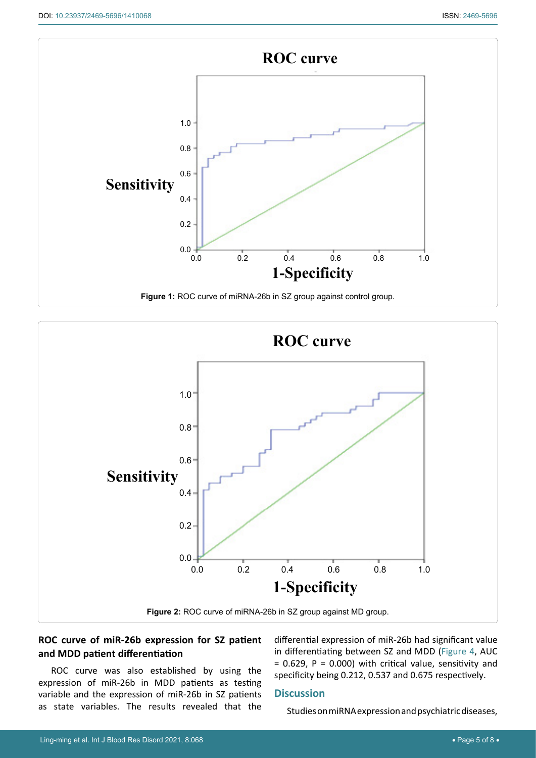Figure 1: ROC curve of miRNA-26b in SZ group against control group.

Figure 2: ROC curve of miRNA-26b in SZ group against MD group.

#### ROC curve of miR-26b expression for SZ patient and MDD patient differentiation

ROC curve was also established by using the expression of miR-26b in MDD patients as testing variable and the expression of miR-26b in SZ patients as state variables. The results revealed that the differential expression of miR-26b had significant value in differentiating between SZ and MDD (Figure 4, AUC = 0.629, P = 0.000) with critical value, sensitivity and specificity being 0.212, 0.537 and 0.675 respectively.

## Discussion

Studies on miRNA expression and psychiatric diseases,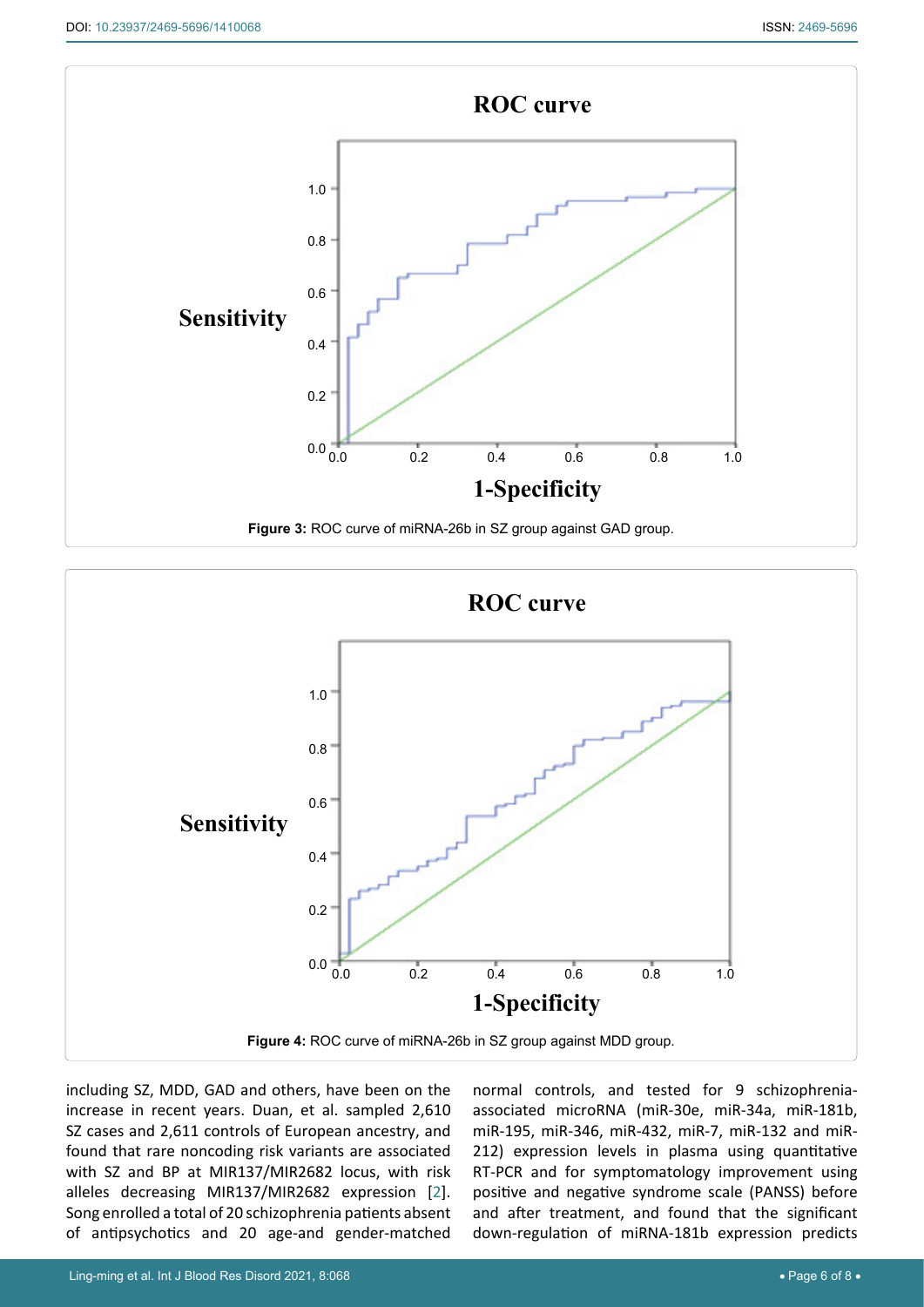Figure 3: ROC curve of miRNA-26b in SZ group against GAD group.

Figure 4: ROC curve of miRNA-26b in SZ group against MDD group.

including SZ, MDD, GAD and others, have been on the increase in recent years. Duan, et al. sampled 2,610 SZ cases and 2,611 controls of European ancestry, and found that rare noncoding risk variants are associated with SZ and BP at MIR137/MIR2682 locus, with risk alleles decreasing MIR137/MIR2682 expression [2]. Song enrolled a total of 20 schizophrenia patients absent of antipsychotics and 20 age-and gender-matched normal controls, and tested for 9 schizophrenia-associated microRNA (miR-30e, miR-34a, miR-181b, miR-195, miR-346, miR-432, miR-7, miR-132 and miR-212) expression levels in plasma using quantitative RT-PCR and for symptomatology improvement using positive and negative syndrome scale (PANSS) before and after treatment, and found that the significant down-regulation of miRNA-181b expression predicts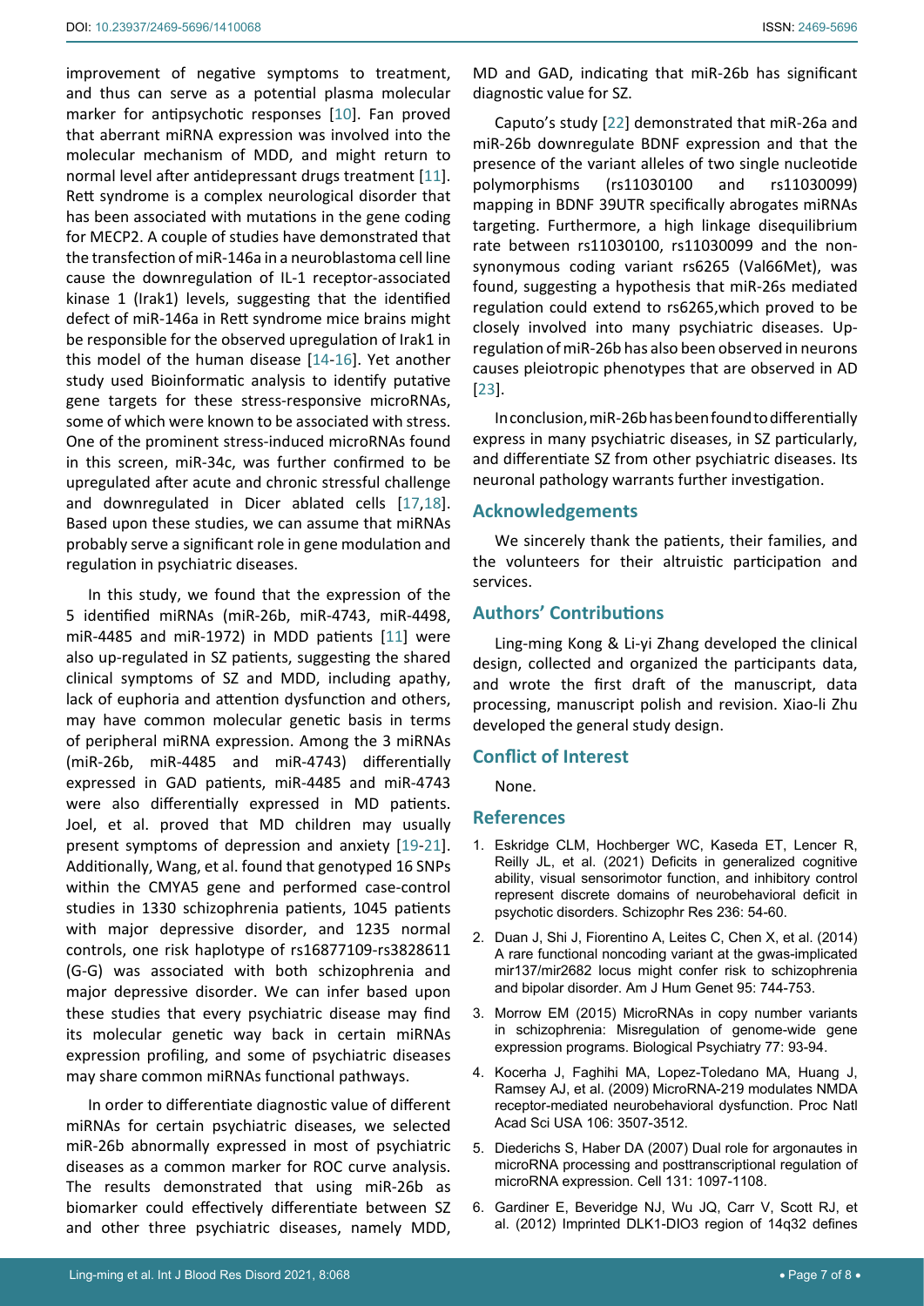improvement of negative symptoms to treatment, and thus can serve as a potential plasma molecular marker for antipsychotic responses [10]. Fan proved that aberrant miRNA expression was involved into the molecular mechanism of MDD, and might return to normal level after antidepressant drugs treatment [11]. Rett syndrome is a complex neurological disorder that has been associated with mutations in the gene coding for MECP2. A couple of studies have demonstrated that the transfection of miR-146a in a neuroblastoma cell line cause the downregulation of IL-1 receptor-associated kinase 1 (Irak1) levels, suggesting that the identified defect of miR-146a in Rett syndrome mice brains might be responsible for the observed upregulation of Irak1 in this model of the human disease [14-16]. Yet another study used Bioinformatic analysis to identify putative gene targets for these stress-responsive microRNAs, some of which were known to be associated with stress. One of the prominent stress-induced microRNAs found in this screen, miR-34c, was further confirmed to be upregulated after acute and chronic stressful challenge and downregulated in Dicer ablated cells [17,18]. Based upon these studies, we can assume that miRNAs probably serve a significant role in gene modulation and regulation in psychiatric diseases.

In this study, we found that the expression of the 5 identified miRNAs (miR-26b, miR-4743, miR-4498, miR-4485 and miR-1972) in MDD patients [11] were also up-regulated in SZ patients, suggesting the shared clinical symptoms of SZ and MDD, including apathy, lack of euphoria and attention dysfunction and others, may have common molecular genetic basis in terms of peripheral miRNA expression. Among the 3 miRNAs (miR-26b, miR-4485 and miR-4743) differentially expressed in GAD patients, miR-4485 and miR-4743 were also differentially expressed in MD patients. Joel, et al. proved that MD children may usually present symptoms of depression and anxiety [19-21]. Additionally, Wang, et al. found that genotyped 16 SNPs within the CMYA5 gene and performed case-control studies in 1330 schizophrenia patients, 1045 patients with major depressive disorder, and 1235 normal controls, one risk haplotype of rs16877109-rs3828611 (G-G) was associated with both schizophrenia and major depressive disorder. We can infer based upon these studies that every psychiatric disease may find its molecular genetic way back in certain miRNAs expression profiling, and some of psychiatric diseases may share common miRNAs functional pathways.

In order to differentiate diagnostic value of different miRNAs for certain psychiatric diseases, we selected miR-26b abnormally expressed in most of psychiatric diseases as a common marker for ROC curve analysis. The results demonstrated that using miR-26b as biomarker could effectively differentiate between SZ and other three psychiatric diseases, namely MDD, MD and GAD, indicating that miR-26b has significant diagnostic value for SZ.

Caputo's study [22] demonstrated that miR-26a and miR-26b downregulate BDNF expression and that the presence of the variant alleles of two single nucleotide polymorphisms (rs11030100 and rs11030099) mapping in BDNF 39UTR specifically abrogates miRNAs targeting. Furthermore, a high linkage disequilibrium rate between rs11030100, rs11030099 and the non-synonymous coding variant rs6265 (Val66Met), was found, suggesting a hypothesis that miR-26s mediated regulation could extend to rs6265,which proved to be closely involved into many psychiatric diseases. Up-regulation of miR-26b has also been observed in neurons causes pleiotropic phenotypes that are observed in AD [23].

In conclusion, miR-26b has been found to differentially express in many psychiatric diseases, in SZ particularly, and differentiate SZ from other psychiatric diseases. Its neuronal pathology warrants further investigation.

## Acknowledgements

We sincerely thank the patients, their families, and the volunteers for their altruistic participation and services.

## Authors' Contributions

Ling-ming Kong & Li-yi Zhang developed the clinical design, collected and organized the participants data, and wrote the first draft of the manuscript, data processing, manuscript polish and revision. Xiao-li Zhu developed the general study design.

## Conflict of Interest

None.

## References

1. Eskridge CLM, Hochberger WC, Kaseda ET, Lencer R, Reilly JL, et al. (2021) Deficits in generalized cognitive ability, visual sensorimotor function, and inhibitory control represent discrete domains of neurobehavioral deficit in psychotic disorders. Schizophr Res 236: 54-60.
2. Duan J, Shi J, Fiorentino A, Leites C, Chen X, et al. (2014) A rare functional noncoding variant at the gwas-implicated mir137/mir2682 locus might confer risk to schizophrenia and bipolar disorder. Am J Hum Genet 95: 744-753.
3. Morrow EM (2015) MicroRNAs in copy number variants in schizophrenia: Misregulation of genome-wide gene expression programs. Biological Psychiatry 77: 93-94.
4. Kocerha J, Faghihi MA, Lopez-Toledano MA, Huang J, Ramsey AJ, et al. (2009) MicroRNA-219 modulates NMDA receptor-mediated neurobehavioral dysfunction. Proc Natl Acad Sci USA 106: 3507-3512.
5. Diederichs S, Haber DA (2007) Dual role for argonautes in microRNA processing and posttranscriptional regulation of microRNA expression. Cell 131: 1097-1108.
6. Gardiner E, Beveridge NJ, Wu JQ, Carr V, Scott RJ, et al. (2012) Imprinted DLK1-DIO3 region of 14q32 defines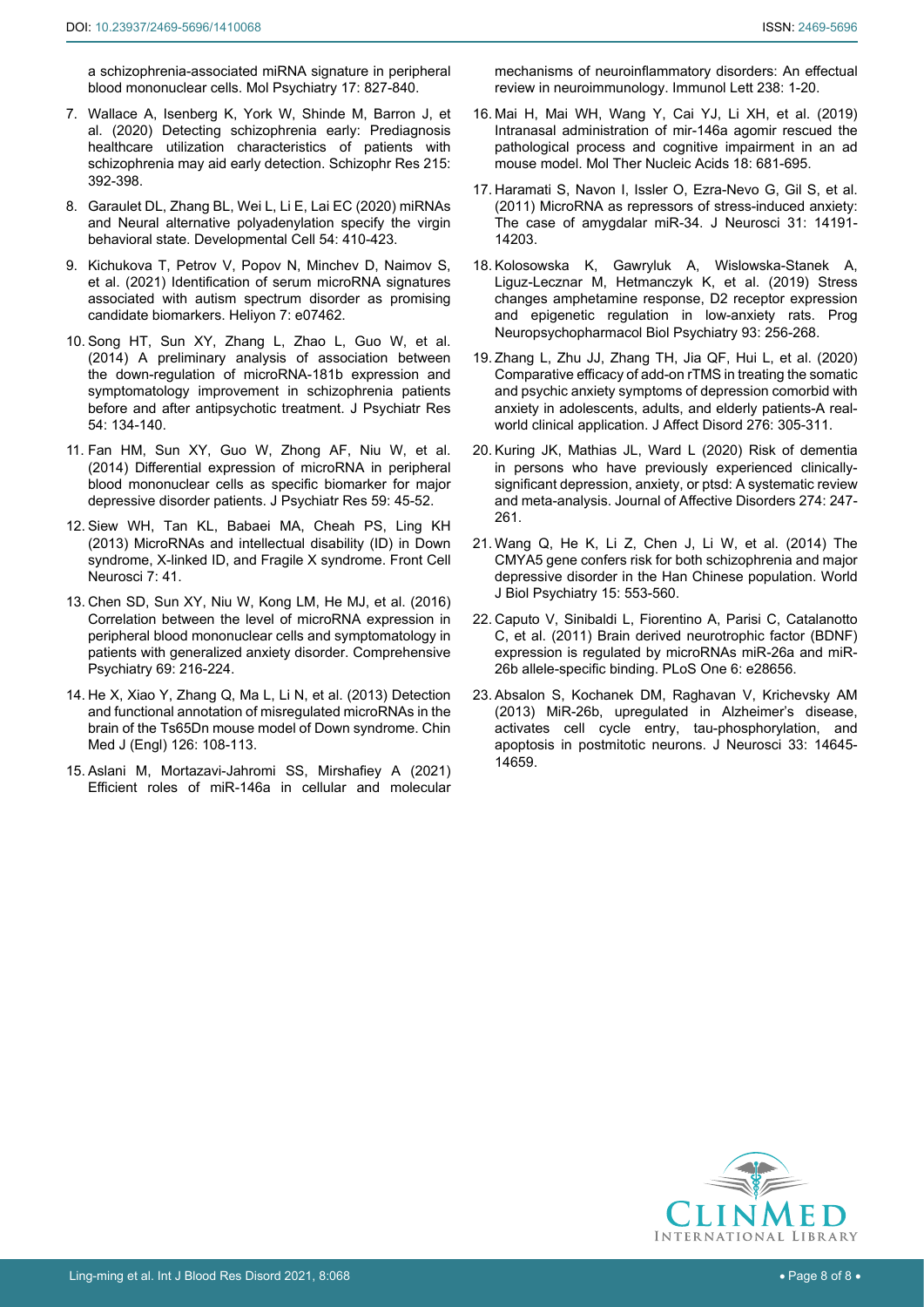a schizophrenia-associated miRNA signature in peripheral blood mononuclear cells. Mol Psychiatry 17: 827-840.

7. Wallace A, Isenberg K, York W, Shinde M, Barron J, et al. (2020) Detecting schizophrenia early: Prediagnosis healthcare utilization characteristics of patients with schizophrenia may aid early detection. Schizophr Res 215: 392-398.
8. Garaulet DL, Zhang BL, Wei L, Li E, Lai EC (2020) miRNAs and Neural alternative polyadenylation specify the virgin behavioral state. Developmental Cell 54: 410-423.
9. Kichukova T, Petrov V, Popov N, Minchev D, Naimov S, et al. (2021) Identification of serum microRNA signatures associated with autism spectrum disorder as promising candidate biomarkers. Heliyon 7: e07462.
10. Song HT, Sun XY, Zhang L, Zhao L, Guo W, et al. (2014) A preliminary analysis of association between the down-regulation of microRNA-181b expression and symptomatology improvement in schizophrenia patients before and after antipsychotic treatment. J Psychiatr Res 54: 134-140.
11. Fan HM, Sun XY, Guo W, Zhong AF, Niu W, et al. (2014) Differential expression of microRNA in peripheral blood mononuclear cells as specific biomarker for major depressive disorder patients. J Psychiatr Res 59: 45-52.
12. Siew WH, Tan KL, Babaei MA, Cheah PS, Ling KH (2013) MicroRNAs and intellectual disability (ID) in Down syndrome, X-linked ID, and Fragile X syndrome. Front Cell Neurosci 7: 41.
13. Chen SD, Sun XY, Niu W, Kong LM, He MJ, et al. (2016) Correlation between the level of microRNA expression in peripheral blood mononuclear cells and symptomatology in patients with generalized anxiety disorder. Comprehensive Psychiatry 69: 216-224.
14. He X, Xiao Y, Zhang Q, Ma L, Li N, et al. (2013) Detection and functional annotation of misregulated microRNAs in the brain of the Ts65Dn mouse model of Down syndrome. Chin Med J (Engl) 126: 108-113.
15. Aslani M, Mortazavi-Jahromi SS, Mirshafiey A (2021) Efficient roles of miR-146a in cellular and molecular mechanisms of neuroinflammatory disorders: An effectual review in neuroimmunology. Immunol Lett 238: 1-20.
16. Mai H, Mai WH, Wang Y, Cai YJ, Li XH, et al. (2019) Intranasal administration of mir-146a agomir rescued the pathological process and cognitive impairment in an ad mouse model. Mol Ther Nucleic Acids 18: 681-695.
17. Haramati S, Navon I, Issler O, Ezra-Nevo G, Gil S, et al. (2011) MicroRNA as repressors of stress-induced anxiety: The case of amygdalar miR-34. J Neurosci 31: 14191-14203.
18. Kolosowska K, Gawryluk A, Wislowska-Stanek A, Liguz-Lecznar M, Hetmanczyk K, et al. (2019) Stress changes amphetamine response, D2 receptor expression and epigenetic regulation in low-anxiety rats. Prog Neuropsychopharmacol Biol Psychiatry 93: 256-268.
19. Zhang L, Zhu JJ, Zhang TH, Jia QF, Hui L, et al. (2020) Comparative efficacy of add-on rTMS in treating the somatic and psychic anxiety symptoms of depression comorbid with anxiety in adolescents, adults, and elderly patients-A real-world clinical application. J Affect Disord 276: 305-311.
20. Kuring JK, Mathias JL, Ward L (2020) Risk of dementia in persons who have previously experienced clinically-significant depression, anxiety, or ptsd: A systematic review and meta-analysis. Journal of Affective Disorders 274: 247-261.
21. Wang Q, He K, Li Z, Chen J, Li W, et al. (2014) The CMYA5 gene confers risk for both schizophrenia and major depressive disorder in the Han Chinese population. World J Biol Psychiatry 15: 553-560.
22. Caputo V, Sinibaldi L, Fiorentino A, Parisi C, Catalanotto C, et al. (2011) Brain derived neurotrophic factor (BDNF) expression is regulated by microRNAs miR-26a and miR-26b allele-specific binding. PLoS One 6: e28656.
23. Absalon S, Kochanek DM, Raghavan V, Krichevsky AM (2013) MiR-26b, upregulated in Alzheimer's disease, activates cell cycle entry, tau-phosphorylation, and apoptosis in postmitotic neurons. J Neurosci 33: 14645-14659.